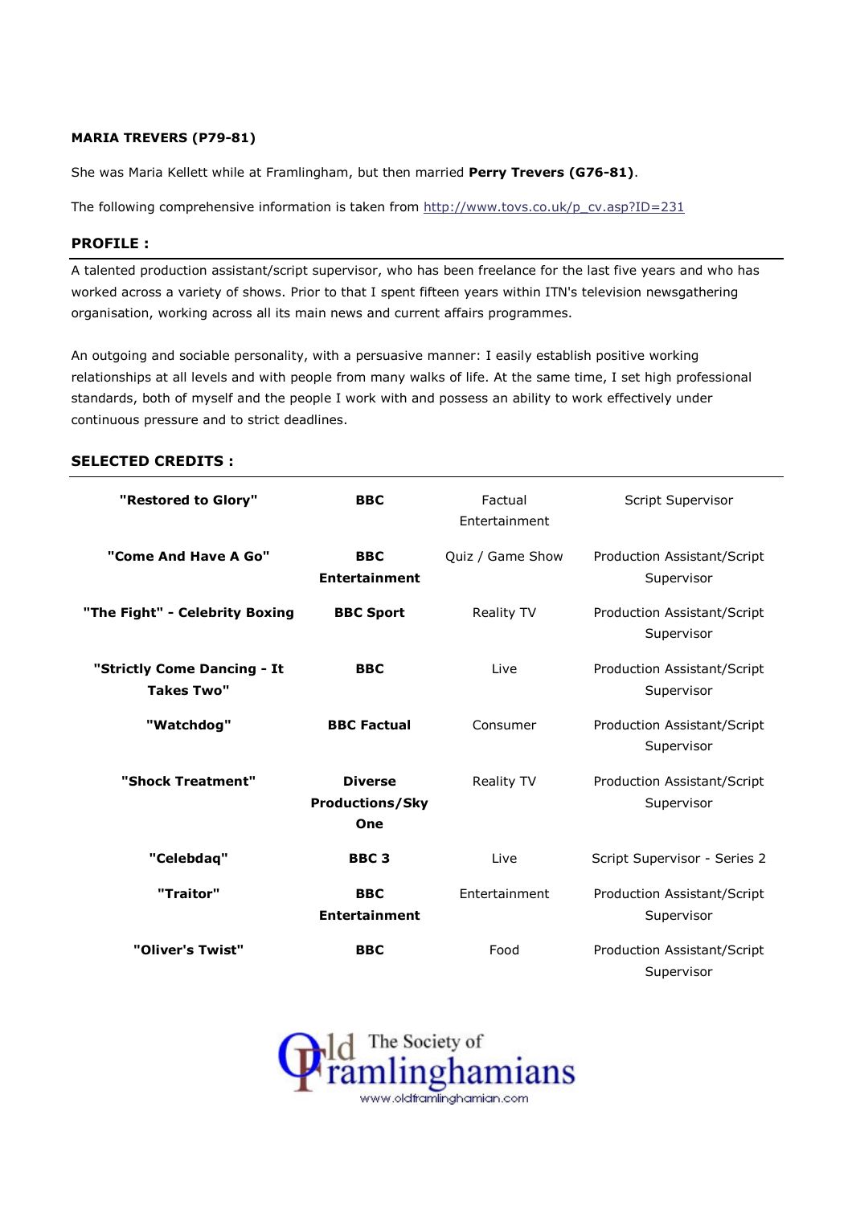**MARIA TREVERS (P79-81)**

She was Maria Kellett while at Framlingham, but then married **Perry Trevers (G76-81)**.

The following comprehensive information is taken from http://www.tovs.co.uk/p_cv.asp?ID=231

## PROFILE :

A talented production assistant/script supervisor, who has been freelance for the last five years and who has worked across a variety of shows. Prior to that I spent fifteen years within ITN's television newsgathering organisation, working across all its main news and current affairs programmes.

An outgoing and sociable personality, with a persuasive manner: I easily establish positive working relationships at all levels and with people from many walks of life. At the same time, I set high professional standards, both of myself and the people I work with and possess an ability to work effectively under continuous pressure and to strict deadlines.

## SELECTED CREDITS :

| | | | |
|---|---|---|---|
| **"Restored to Glory"** | **BBC** | Factual Entertainment | Script Supervisor |
| **"Come And Have A Go"** | **BBC Entertainment** | Quiz / Game Show | Production Assistant/Script Supervisor |
| **"The Fight" - Celebrity Boxing** | **BBC Sport** | Reality TV | Production Assistant/Script Supervisor |
| **"Strictly Come Dancing - It Takes Two"** | **BBC** | Live | Production Assistant/Script Supervisor |
| **"Watchdog"** | **BBC Factual** | Consumer | Production Assistant/Script Supervisor |
| **"Shock Treatment"** | **Diverse Productions/Sky One** | Reality TV | Production Assistant/Script Supervisor |
| **"Celebdaq"** | **BBC 3** | Live | Script Supervisor - Series 2 |
| **"Traitor"** | **BBC Entertainment** | Entertainment | Production Assistant/Script Supervisor |
| **"Oliver's Twist"** | **BBC** | Food | Production Assistant/Script Supervisor |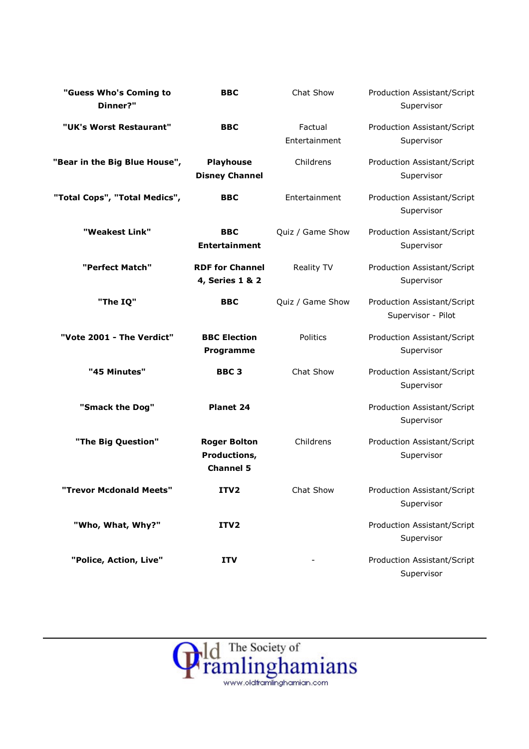| | | | |
|---|---|---|---|
| **"Guess Who's Coming to Dinner?"** | **BBC** | Chat Show | Production Assistant/Script Supervisor |
| **"UK's Worst Restaurant"** | **BBC** | Factual Entertainment | Production Assistant/Script Supervisor |
| **"Bear in the Big Blue House",** | **Playhouse Disney Channel** | Childrens | Production Assistant/Script Supervisor |
| **"Total Cops", "Total Medics",** | **BBC** | Entertainment | Production Assistant/Script Supervisor |
| **"Weakest Link"** | **BBC Entertainment** | Quiz / Game Show | Production Assistant/Script Supervisor |
| **"Perfect Match"** | **RDF for Channel 4, Series 1 & 2** | Reality TV | Production Assistant/Script Supervisor |
| **"The IQ"** | **BBC** | Quiz / Game Show | Production Assistant/Script Supervisor - Pilot |
| **"Vote 2001 - The Verdict"** | **BBC Election Programme** | Politics | Production Assistant/Script Supervisor |
| **"45 Minutes"** | **BBC 3** | Chat Show | Production Assistant/Script Supervisor |
| **"Smack the Dog"** | **Planet 24** | | Production Assistant/Script Supervisor |
| **"The Big Question"** | **Roger Bolton Productions, Channel 5** | Childrens | Production Assistant/Script Supervisor |
| **"Trevor Mcdonald Meets"** | **ITV2** | Chat Show | Production Assistant/Script Supervisor |
| **"Who, What, Why?"** | **ITV2** | | Production Assistant/Script Supervisor |
| **"Police, Action, Live"** | **ITV** | - | Production Assistant/Script Supervisor |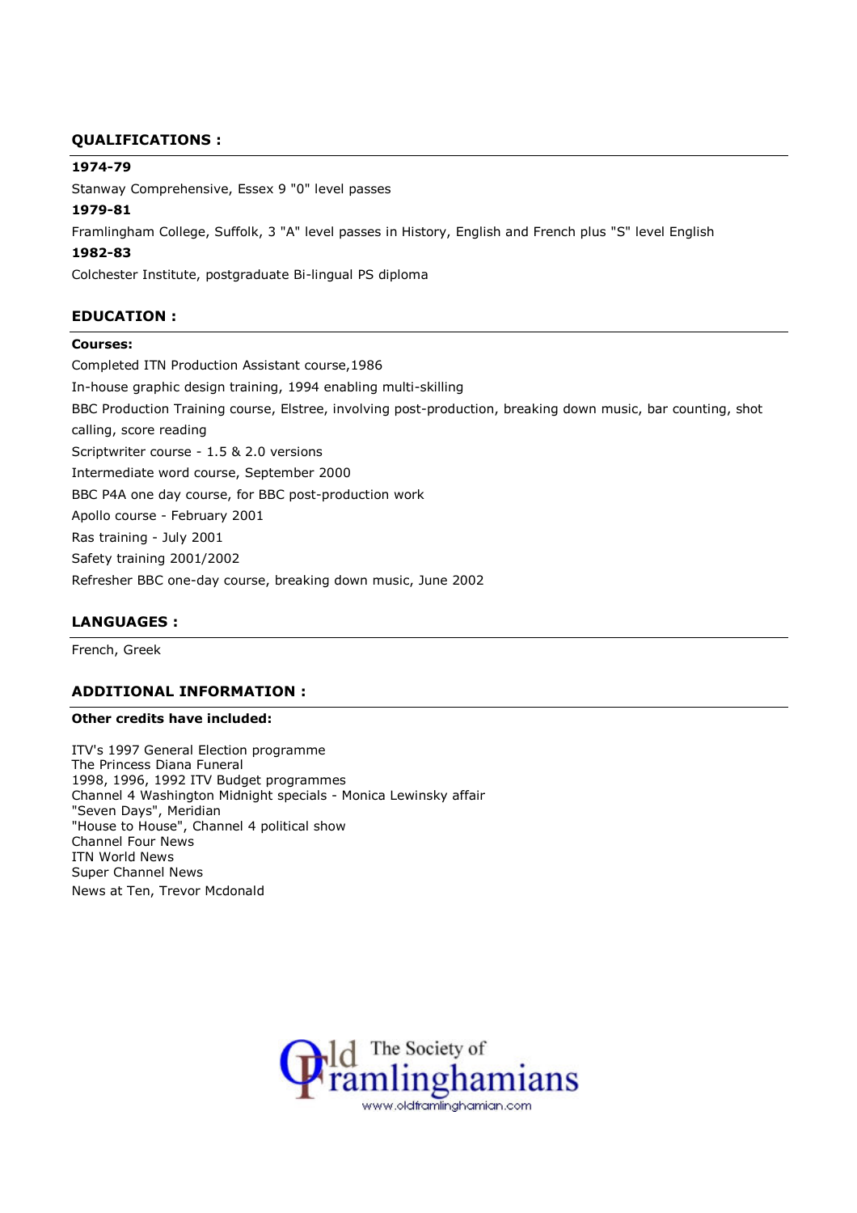## QUALIFICATIONS :

**1974-79**

Stanway Comprehensive, Essex 9 "0" level passes

**1979-81**

Framlingham College, Suffolk, 3 "A" level passes in History, English and French plus "S" level English

**1982-83**

Colchester Institute, postgraduate Bi-lingual PS diploma

## EDUCATION :

**Courses:**

Completed ITN Production Assistant course,1986

In-house graphic design training, 1994 enabling multi-skilling

BBC Production Training course, Elstree, involving post-production, breaking down music, bar counting, shot calling, score reading

Scriptwriter course - 1.5 & 2.0 versions

Intermediate word course, September 2000

BBC P4A one day course, for BBC post-production work

Apollo course - February 2001

Ras training - July 2001

Safety training 2001/2002

Refresher BBC one-day course, breaking down music, June 2002

## LANGUAGES :

French, Greek

## ADDITIONAL INFORMATION :

**Other credits have included:**

ITV's 1997 General Election programme
The Princess Diana Funeral
1998, 1996, 1992 ITV Budget programmes
Channel 4 Washington Midnight specials - Monica Lewinsky affair
"Seven Days", Meridian
"House to House", Channel 4 political show
Channel Four News
ITN World News
Super Channel News
News at Ten, Trevor Mcdonald

Old Framlinghamians The Society of
www.oldframlinghamian.com